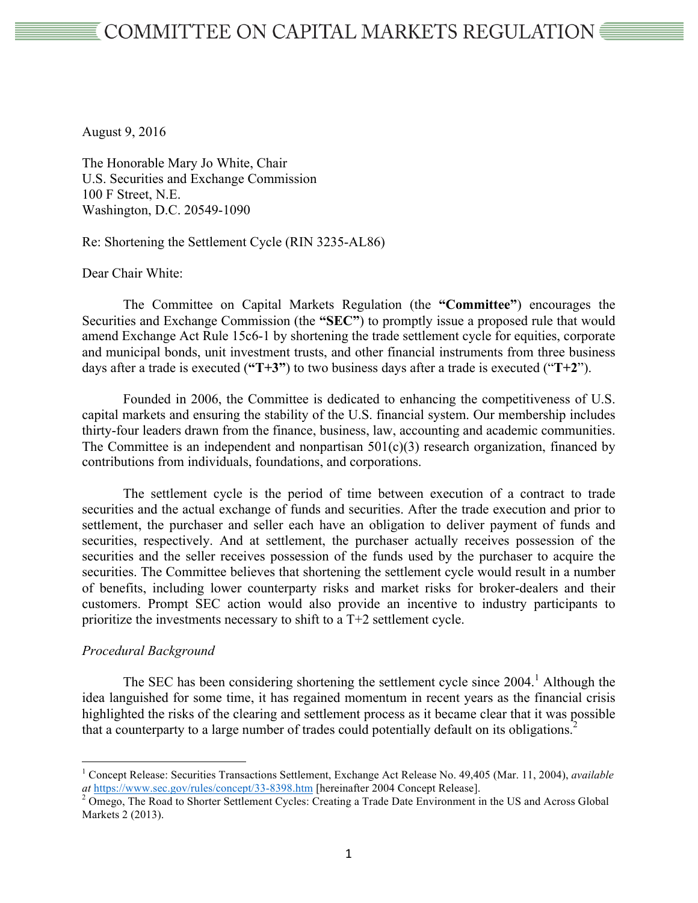# COMMITTEE ON CAPITAL MARKETS REGULATION

August 9, 2016

The Honorable Mary Jo White, Chair
U.S. Securities and Exchange Commission
100 F Street, N.E.
Washington, D.C. 20549-1090

Re: Shortening the Settlement Cycle (RIN 3235-AL86)

Dear Chair White:

The Committee on Capital Markets Regulation (the **"Committee"**) encourages the Securities and Exchange Commission (the **"SEC"**) to promptly issue a proposed rule that would amend Exchange Act Rule 15c6-1 by shortening the trade settlement cycle for equities, corporate and municipal bonds, unit investment trusts, and other financial instruments from three business days after a trade is executed (**"T+3"**) to two business days after a trade is executed ("**T+2**").

Founded in 2006, the Committee is dedicated to enhancing the competitiveness of U.S. capital markets and ensuring the stability of the U.S. financial system. Our membership includes thirty-four leaders drawn from the finance, business, law, accounting and academic communities. The Committee is an independent and nonpartisan 501(c)(3) research organization, financed by contributions from individuals, foundations, and corporations.

The settlement cycle is the period of time between execution of a contract to trade securities and the actual exchange of funds and securities. After the trade execution and prior to settlement, the purchaser and seller each have an obligation to deliver payment of funds and securities, respectively. And at settlement, the purchaser actually receives possession of the securities and the seller receives possession of the funds used by the purchaser to acquire the securities. The Committee believes that shortening the settlement cycle would result in a number of benefits, including lower counterparty risks and market risks for broker-dealers and their customers. Prompt SEC action would also provide an incentive to industry participants to prioritize the investments necessary to shift to a T+2 settlement cycle.

*Procedural Background*

The SEC has been considering shortening the settlement cycle since 2004.[1] Although the idea languished for some time, it has regained momentum in recent years as the financial crisis highlighted the risks of the clearing and settlement process as it became clear that it was possible that a counterparty to a large number of trades could potentially default on its obligations.[2]

---

[1] Concept Release: Securities Transactions Settlement, Exchange Act Release No. 49,405 (Mar. 11, 2004), *available at* https://www.sec.gov/rules/concept/33-8398.htm [hereinafter 2004 Concept Release].

[2] Omego, The Road to Shorter Settlement Cycles: Creating a Trade Date Environment in the US and Across Global Markets 2 (2013).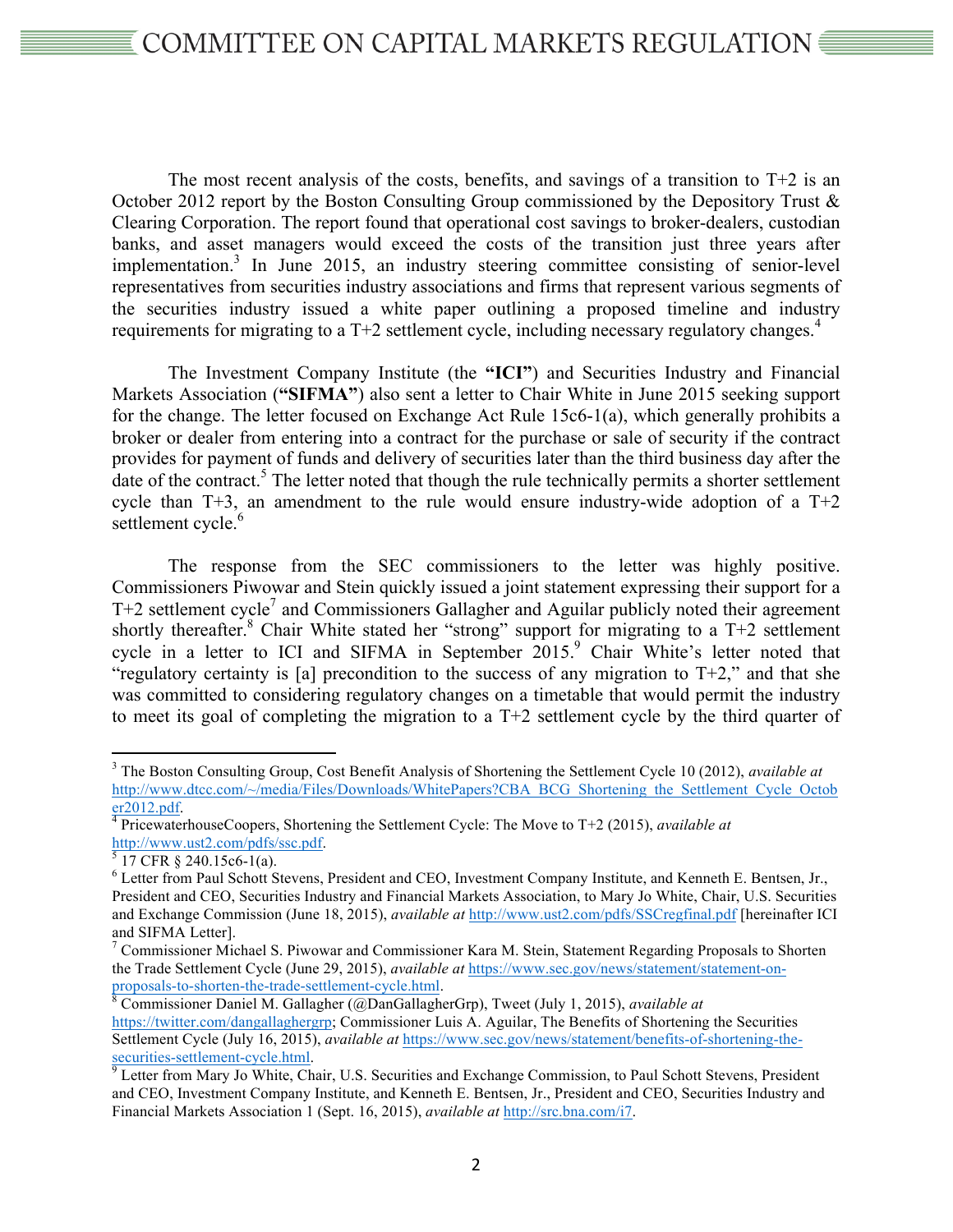The most recent analysis of the costs, benefits, and savings of a transition to T+2 is an October 2012 report by the Boston Consulting Group commissioned by the Depository Trust & Clearing Corporation. The report found that operational cost savings to broker-dealers, custodian banks, and asset managers would exceed the costs of the transition just three years after implementation.[3] In June 2015, an industry steering committee consisting of senior-level representatives from securities industry associations and firms that represent various segments of the securities industry issued a white paper outlining a proposed timeline and industry requirements for migrating to a T+2 settlement cycle, including necessary regulatory changes.[4]

The Investment Company Institute (the **"ICI"**) and Securities Industry and Financial Markets Association (**"SIFMA"**) also sent a letter to Chair White in June 2015 seeking support for the change. The letter focused on Exchange Act Rule 15c6-1(a), which generally prohibits a broker or dealer from entering into a contract for the purchase or sale of security if the contract provides for payment of funds and delivery of securities later than the third business day after the date of the contract.[5] The letter noted that though the rule technically permits a shorter settlement cycle than T+3, an amendment to the rule would ensure industry-wide adoption of a T+2 settlement cycle.[6]

The response from the SEC commissioners to the letter was highly positive. Commissioners Piwowar and Stein quickly issued a joint statement expressing their support for a T+2 settlement cycle[7] and Commissioners Gallagher and Aguilar publicly noted their agreement shortly thereafter.[8] Chair White stated her "strong" support for migrating to a T+2 settlement cycle in a letter to ICI and SIFMA in September 2015.[9] Chair White's letter noted that "regulatory certainty is [a] precondition to the success of any migration to T+2," and that she was committed to considering regulatory changes on a timetable that would permit the industry to meet its goal of completing the migration to a T+2 settlement cycle by the third quarter of

---

[3] The Boston Consulting Group, Cost Benefit Analysis of Shortening the Settlement Cycle 10 (2012), *available at* http://www.dtcc.com/~/media/Files/Downloads/WhitePapers?CBA_BCG_Shortening_the_Settlement_Cycle_October2012.pdf.

[4] PricewaterhouseCoopers, Shortening the Settlement Cycle: The Move to T+2 (2015), *available at* http://www.ust2.com/pdfs/ssc.pdf.

[5] 17 CFR § 240.15c6-1(a).

[6] Letter from Paul Schott Stevens, President and CEO, Investment Company Institute, and Kenneth E. Bentsen, Jr., President and CEO, Securities Industry and Financial Markets Association, to Mary Jo White, Chair, U.S. Securities and Exchange Commission (June 18, 2015), *available at* http://www.ust2.com/pdfs/SSCregfinal.pdf [hereinafter ICI and SIFMA Letter].

[7] Commissioner Michael S. Piwowar and Commissioner Kara M. Stein, Statement Regarding Proposals to Shorten the Trade Settlement Cycle (June 29, 2015), *available at* https://www.sec.gov/news/statement/statement-on-proposals-to-shorten-the-trade-settlement-cycle.html.

[8] Commissioner Daniel M. Gallagher (@DanGallagherGrp), Tweet (July 1, 2015), *available at* https://twitter.com/dangallaghergrp; Commissioner Luis A. Aguilar, The Benefits of Shortening the Securities Settlement Cycle (July 16, 2015), *available at* https://www.sec.gov/news/statement/benefits-of-shortening-the-securities-settlement-cycle.html.

[9] Letter from Mary Jo White, Chair, U.S. Securities and Exchange Commission, to Paul Schott Stevens, President and CEO, Investment Company Institute, and Kenneth E. Bentsen, Jr., President and CEO, Securities Industry and Financial Markets Association 1 (Sept. 16, 2015), *available at* http://src.bna.com/i7.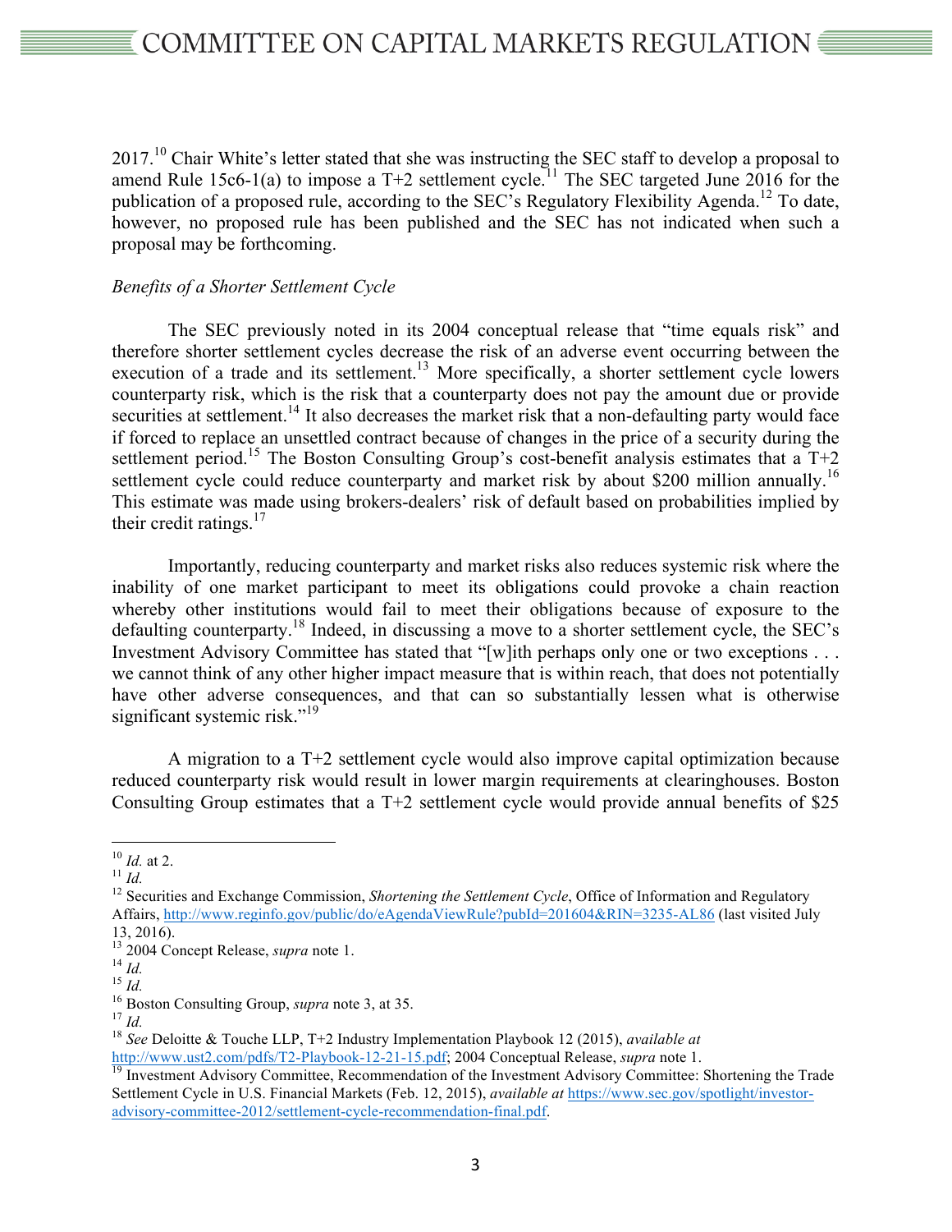2017.[10] Chair White's letter stated that she was instructing the SEC staff to develop a proposal to amend Rule 15c6-1(a) to impose a T+2 settlement cycle.[11] The SEC targeted June 2016 for the publication of a proposed rule, according to the SEC's Regulatory Flexibility Agenda.[12] To date, however, no proposed rule has been published and the SEC has not indicated when such a proposal may be forthcoming.

*Benefits of a Shorter Settlement Cycle*

The SEC previously noted in its 2004 conceptual release that "time equals risk" and therefore shorter settlement cycles decrease the risk of an adverse event occurring between the execution of a trade and its settlement.[13] More specifically, a shorter settlement cycle lowers counterparty risk, which is the risk that a counterparty does not pay the amount due or provide securities at settlement.[14] It also decreases the market risk that a non-defaulting party would face if forced to replace an unsettled contract because of changes in the price of a security during the settlement period.[15] The Boston Consulting Group's cost-benefit analysis estimates that a T+2 settlement cycle could reduce counterparty and market risk by about $200 million annually.[16] This estimate was made using brokers-dealers' risk of default based on probabilities implied by their credit ratings.[17]

Importantly, reducing counterparty and market risks also reduces systemic risk where the inability of one market participant to meet its obligations could provoke a chain reaction whereby other institutions would fail to meet their obligations because of exposure to the defaulting counterparty.[18] Indeed, in discussing a move to a shorter settlement cycle, the SEC's Investment Advisory Committee has stated that "[w]ith perhaps only one or two exceptions . . . we cannot think of any other higher impact measure that is within reach, that does not potentially have other adverse consequences, and that can so substantially lessen what is otherwise significant systemic risk."[19]

A migration to a T+2 settlement cycle would also improve capital optimization because reduced counterparty risk would result in lower margin requirements at clearinghouses. Boston Consulting Group estimates that a T+2 settlement cycle would provide annual benefits of $25

---

[10] *Id.* at 2.

[11] *Id.*

[12] Securities and Exchange Commission, *Shortening the Settlement Cycle*, Office of Information and Regulatory Affairs, http://www.reginfo.gov/public/do/eAgendaViewRule?pubId=201604&RIN=3235-AL86 (last visited July 13, 2016).

[13] 2004 Concept Release, *supra* note 1.

[14] *Id.*

[15] *Id.*

[16] Boston Consulting Group, *supra* note 3, at 35.

[17] *Id.*

[18] *See* Deloitte & Touche LLP, T+2 Industry Implementation Playbook 12 (2015), *available at* http://www.ust2.com/pdfs/T2-Playbook-12-21-15.pdf; 2004 Conceptual Release, *supra* note 1.

[19] Investment Advisory Committee, Recommendation of the Investment Advisory Committee: Shortening the Trade Settlement Cycle in U.S. Financial Markets (Feb. 12, 2015), *available at* https://www.sec.gov/spotlight/investor-advisory-committee-2012/settlement-cycle-recommendation-final.pdf.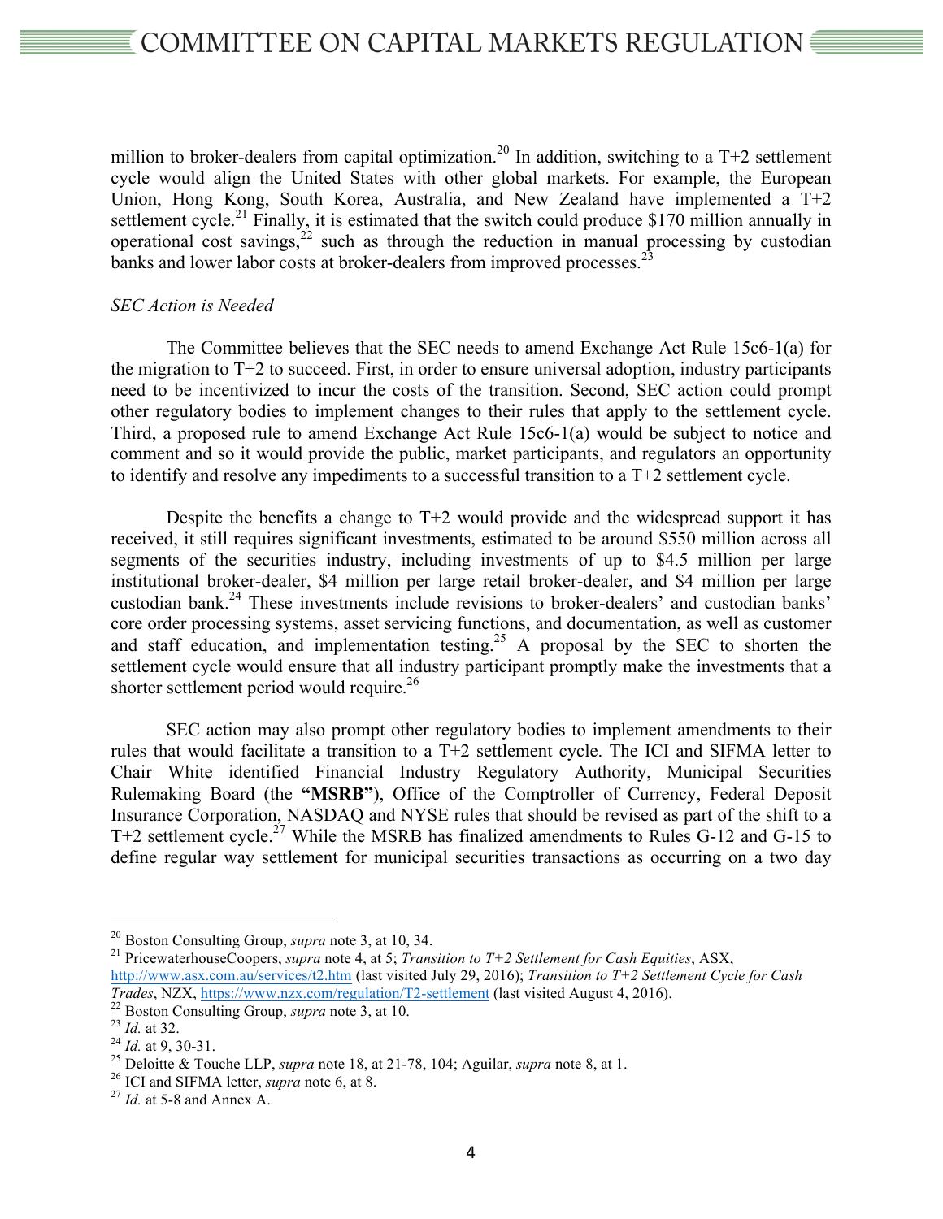million to broker-dealers from capital optimization.[20] In addition, switching to a T+2 settlement cycle would align the United States with other global markets. For example, the European Union, Hong Kong, South Korea, Australia, and New Zealand have implemented a T+2 settlement cycle.[21] Finally, it is estimated that the switch could produce $170 million annually in operational cost savings,[22] such as through the reduction in manual processing by custodian banks and lower labor costs at broker-dealers from improved processes.[23]

*SEC Action is Needed*

The Committee believes that the SEC needs to amend Exchange Act Rule 15c6-1(a) for the migration to T+2 to succeed. First, in order to ensure universal adoption, industry participants need to be incentivized to incur the costs of the transition. Second, SEC action could prompt other regulatory bodies to implement changes to their rules that apply to the settlement cycle. Third, a proposed rule to amend Exchange Act Rule 15c6-1(a) would be subject to notice and comment and so it would provide the public, market participants, and regulators an opportunity to identify and resolve any impediments to a successful transition to a T+2 settlement cycle.

Despite the benefits a change to T+2 would provide and the widespread support it has received, it still requires significant investments, estimated to be around $550 million across all segments of the securities industry, including investments of up to $4.5 million per large institutional broker-dealer, $4 million per large retail broker-dealer, and $4 million per large custodian bank.[24] These investments include revisions to broker-dealers' and custodian banks' core order processing systems, asset servicing functions, and documentation, as well as customer and staff education, and implementation testing.[25] A proposal by the SEC to shorten the settlement cycle would ensure that all industry participant promptly make the investments that a shorter settlement period would require.[26]

SEC action may also prompt other regulatory bodies to implement amendments to their rules that would facilitate a transition to a T+2 settlement cycle. The ICI and SIFMA letter to Chair White identified Financial Industry Regulatory Authority, Municipal Securities Rulemaking Board (the **"MSRB"**), Office of the Comptroller of Currency, Federal Deposit Insurance Corporation, NASDAQ and NYSE rules that should be revised as part of the shift to a T+2 settlement cycle.[27] While the MSRB has finalized amendments to Rules G-12 and G-15 to define regular way settlement for municipal securities transactions as occurring on a two day

---

[20] Boston Consulting Group, *supra* note 3, at 10, 34.

[21] PricewaterhouseCoopers, *supra* note 4, at 5; *Transition to T+2 Settlement for Cash Equities*, ASX, http://www.asx.com.au/services/t2.htm (last visited July 29, 2016); *Transition to T+2 Settlement Cycle for Cash Trades*, NZX, https://www.nzx.com/regulation/T2-settlement (last visited August 4, 2016).

[22] Boston Consulting Group, *supra* note 3, at 10.

[23] *Id.* at 32.

[24] *Id.* at 9, 30-31.

[25] Deloitte & Touche LLP, *supra* note 18, at 21-78, 104; Aguilar, *supra* note 8, at 1.

[26] ICI and SIFMA letter, *supra* note 6, at 8.

[27] *Id.* at 5-8 and Annex A.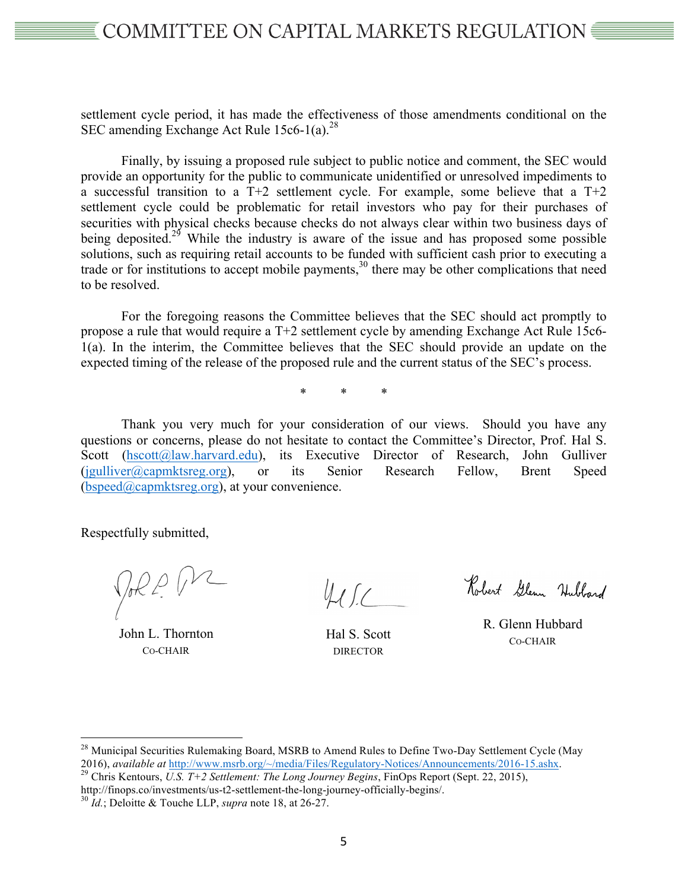settlement cycle period, it has made the effectiveness of those amendments conditional on the SEC amending Exchange Act Rule 15c6-1(a).[28]

Finally, by issuing a proposed rule subject to public notice and comment, the SEC would provide an opportunity for the public to communicate unidentified or unresolved impediments to a successful transition to a T+2 settlement cycle. For example, some believe that a T+2 settlement cycle could be problematic for retail investors who pay for their purchases of securities with physical checks because checks do not always clear within two business days of being deposited.[29] While the industry is aware of the issue and has proposed some possible solutions, such as requiring retail accounts to be funded with sufficient cash prior to executing a trade or for institutions to accept mobile payments,[30] there may be other complications that need to be resolved.

For the foregoing reasons the Committee believes that the SEC should act promptly to propose a rule that would require a T+2 settlement cycle by amending Exchange Act Rule 15c6-1(a). In the interim, the Committee believes that the SEC should provide an update on the expected timing of the release of the proposed rule and the current status of the SEC's process.

\* \* \*

Thank you very much for your consideration of our views. Should you have any questions or concerns, please do not hesitate to contact the Committee's Director, Prof. Hal S. Scott (hscott@law.harvard.edu), its Executive Director of Research, John Gulliver (jgulliver@capmktsreg.org), or its Senior Research Fellow, Brent Speed (bspeed@capmktsreg.org), at your convenience.

Respectfully submitted,

John L. Thornton
CO-CHAIR

Hal S. Scott
DIRECTOR

R. Glenn Hubbard
CO-CHAIR

---

[28] Municipal Securities Rulemaking Board, MSRB to Amend Rules to Define Two-Day Settlement Cycle (May 2016), *available at* http://www.msrb.org/~/media/Files/Regulatory-Notices/Announcements/2016-15.ashx.

[29] Chris Kentours, *U.S. T+2 Settlement: The Long Journey Begins*, FinOps Report (Sept. 22, 2015), http://finops.co/investments/us-t2-settlement-the-long-journey-officially-begins/.

[30] *Id.*; Deloitte & Touche LLP, *supra* note 18, at 26-27.